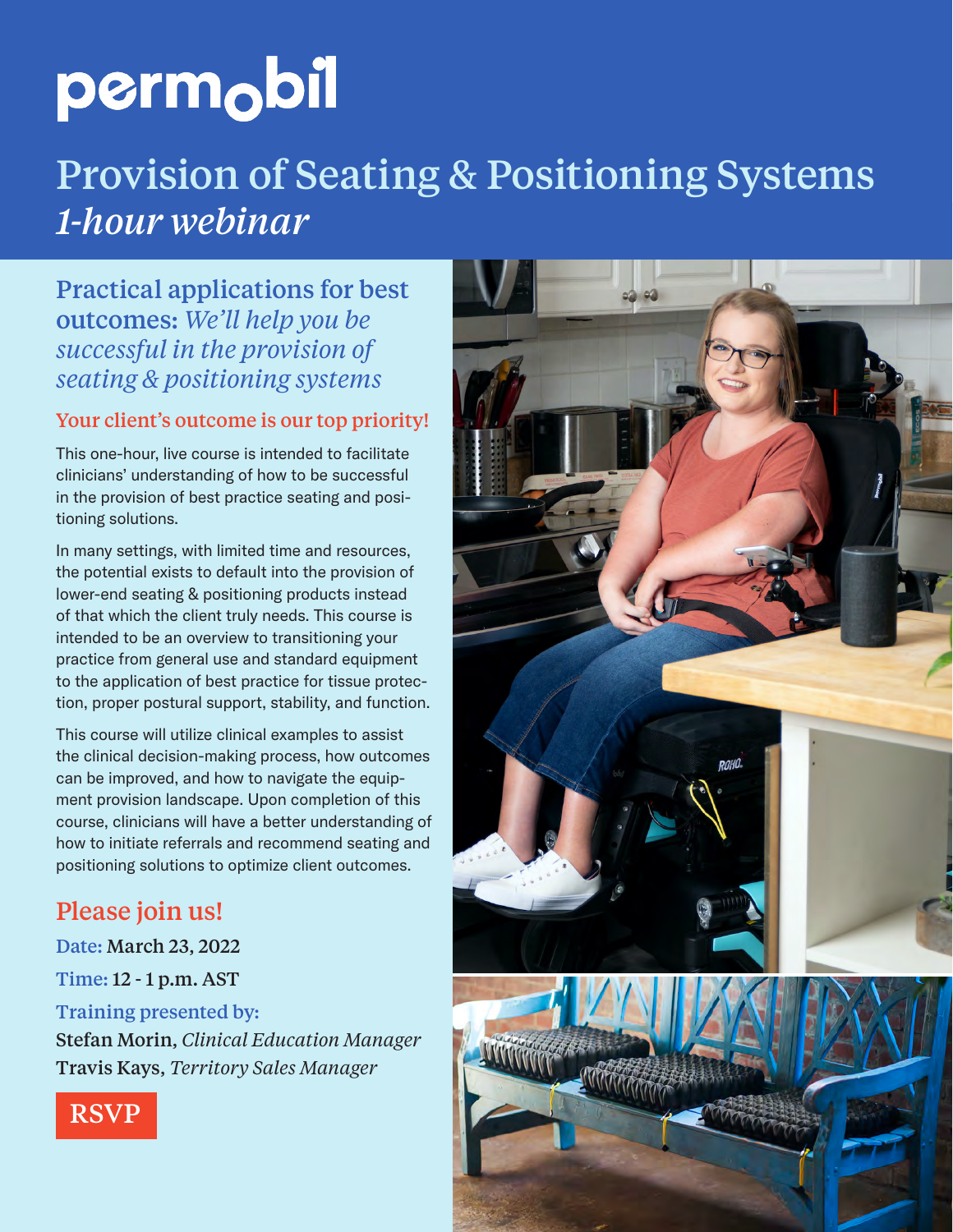# permobil

# Provision of Seating & Positioning Systems
## *1-hour webinar*

## Practical applications for best outcomes: *We'll help you be successful in the provision of seating & positioning systems*

### Your client's outcome is our top priority!

This one-hour, live course is intended to facilitate clinicians' understanding of how to be successful in the provision of best practice seating and positioning solutions.

In many settings, with limited time and resources, the potential exists to default into the provision of lower-end seating & positioning products instead of that which the client truly needs. This course is intended to be an overview to transitioning your practice from general use and standard equipment to the application of best practice for tissue protection, proper postural support, stability, and function.

This course will utilize clinical examples to assist the clinical decision-making process, how outcomes can be improved, and how to navigate the equipment provision landscape. Upon completion of this course, clinicians will have a better understanding of how to initiate referrals and recommend seating and positioning solutions to optimize client outcomes.

## Please join us!

**Date:** March 23, 2022

**Time:** 12 - 1 p.m. AST

**Training presented by:**

Stefan Morin, *Clinical Education Manager*

Travis Kays, *Territory Sales Manager*

**RSVP**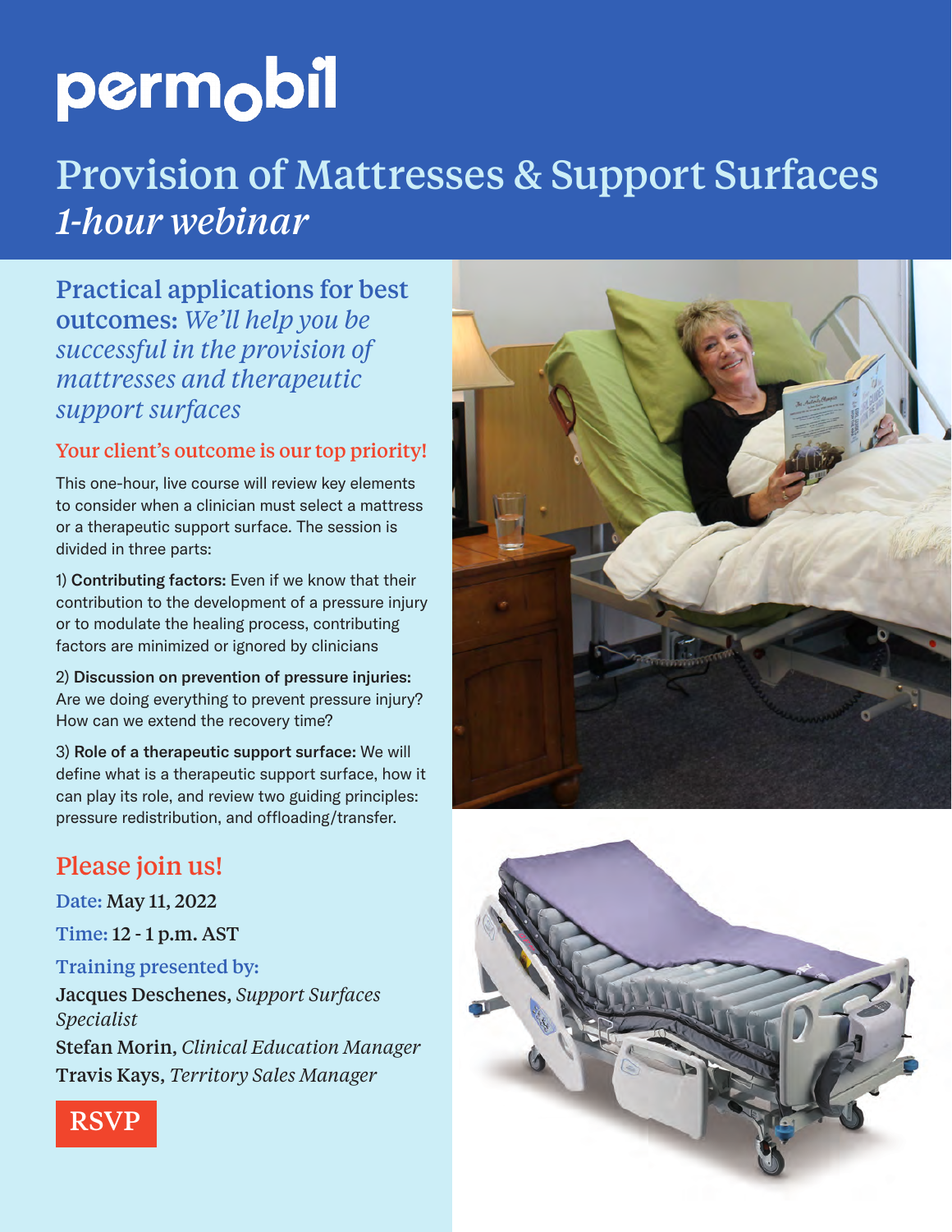# permobil

## Provision of Mattresses & Support Surfaces *1-hour webinar*

### Practical applications for best outcomes: *We'll help you be successful in the provision of mattresses and therapeutic support surfaces*

#### Your client's outcome is our top priority!

This one-hour, live course will review key elements to consider when a clinician must select a mattress or a therapeutic support surface. The session is divided in three parts:

1) **Contributing factors:** Even if we know that their contribution to the development of a pressure injury or to modulate the healing process, contributing factors are minimized or ignored by clinicians

2) **Discussion on prevention of pressure injuries:** Are we doing everything to prevent pressure injury? How can we extend the recovery time?

3) **Role of a therapeutic support surface:** We will define what is a therapeutic support surface, how it can play its role, and review two guiding principles: pressure redistribution, and offloading/transfer.

### Please join us!

**Date:** May 11, 2022

**Time:** 12 - 1 p.m. AST

**Training presented by:**

Jacques Deschenes, *Support Surfaces Specialist*

Stefan Morin, *Clinical Education Manager*

Travis Kays, *Territory Sales Manager*

RSVP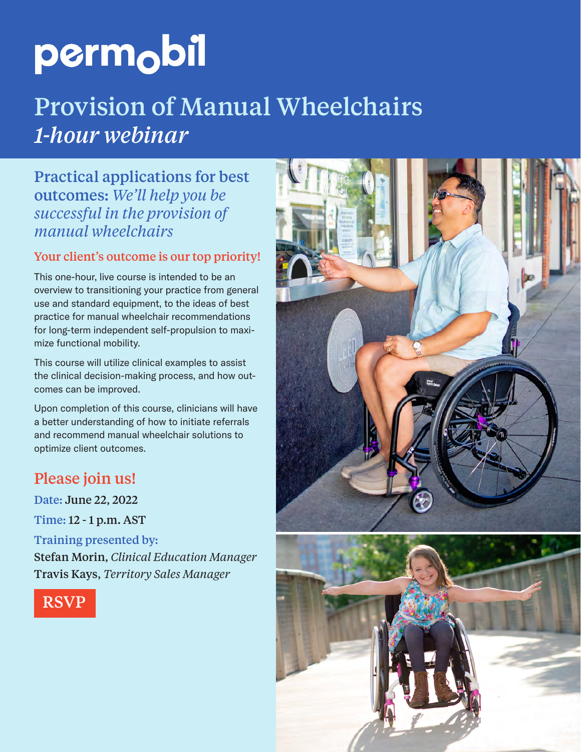# permobil

# Provision of Manual Wheelchairs

*1-hour webinar*

## Practical applications for best outcomes: *We'll help you be successful in the provision of manual wheelchairs*

### Your client's outcome is our top priority!

This one-hour, live course is intended to be an overview to transitioning your practice from general use and standard equipment, to the ideas of best practice for manual wheelchair recommendations for long-term independent self-propulsion to maximize functional mobility.

This course will utilize clinical examples to assist the clinical decision-making process, and how outcomes can be improved.

Upon completion of this course, clinicians will have a better understanding of how to initiate referrals and recommend manual wheelchair solutions to optimize client outcomes.

## Please join us!

**Date:** June 22, 2022

**Time:** 12 - 1 p.m. AST

**Training presented by:**

Stefan Morin, *Clinical Education Manager*
Travis Kays, *Territory Sales Manager*

RSVP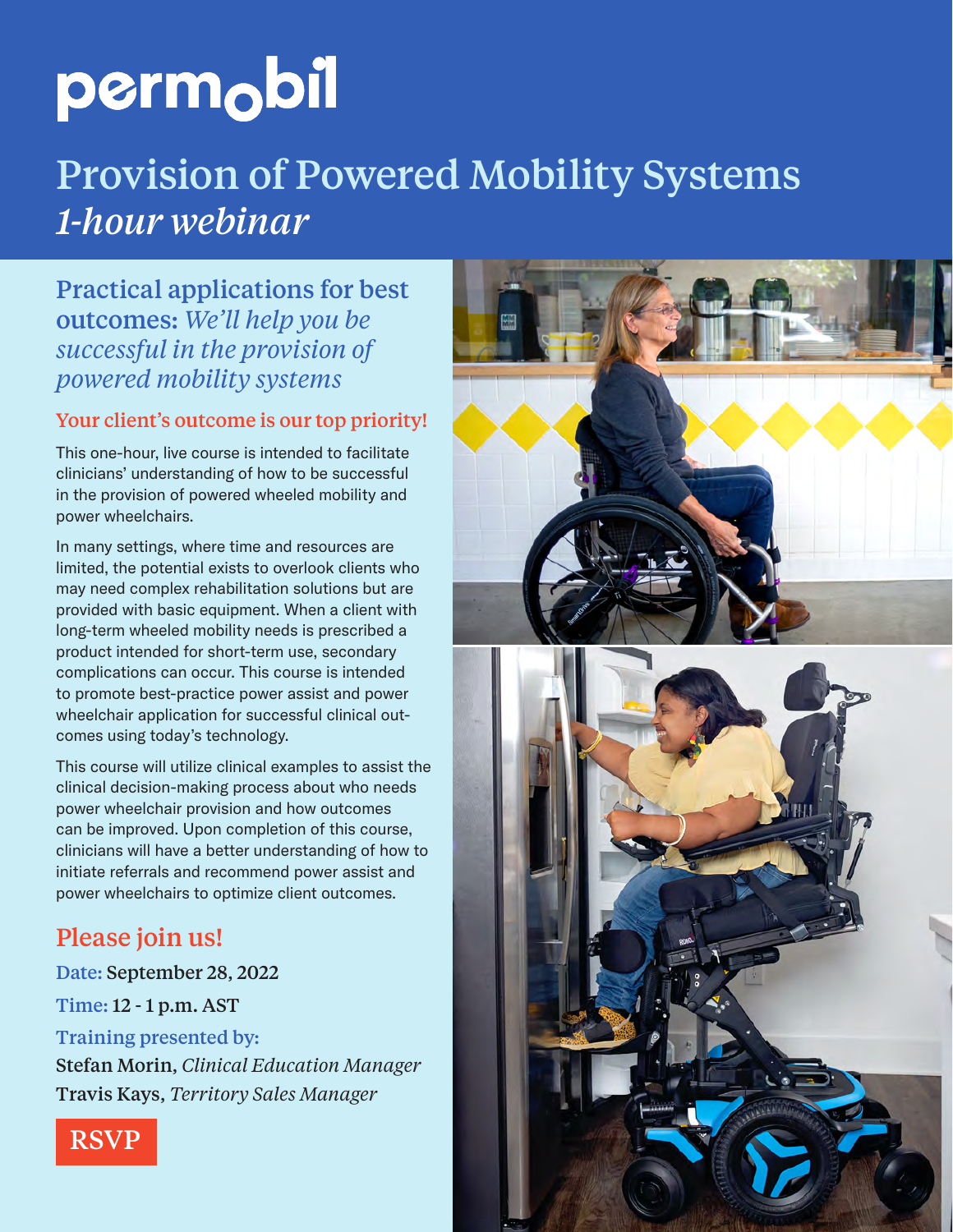# permobil

# Provision of Powered Mobility Systems

*1-hour webinar*

## Practical applications for best outcomes: *We'll help you be successful in the provision of powered mobility systems*

### Your client's outcome is our top priority!

This one-hour, live course is intended to facilitate clinicians' understanding of how to be successful in the provision of powered wheeled mobility and power wheelchairs.

In many settings, where time and resources are limited, the potential exists to overlook clients who may need complex rehabilitation solutions but are provided with basic equipment. When a client with long-term wheeled mobility needs is prescribed a product intended for short-term use, secondary complications can occur. This course is intended to promote best-practice power assist and power wheelchair application for successful clinical outcomes using today's technology.

This course will utilize clinical examples to assist the clinical decision-making process about who needs power wheelchair provision and how outcomes can be improved. Upon completion of this course, clinicians will have a better understanding of how to initiate referrals and recommend power assist and power wheelchairs to optimize client outcomes.

## Please join us!

**Date:** September 28, 2022

**Time:** 12 - 1 p.m. AST

**Training presented by:**

Stefan Morin, *Clinical Education Manager*

Travis Kays, *Territory Sales Manager*

RSVP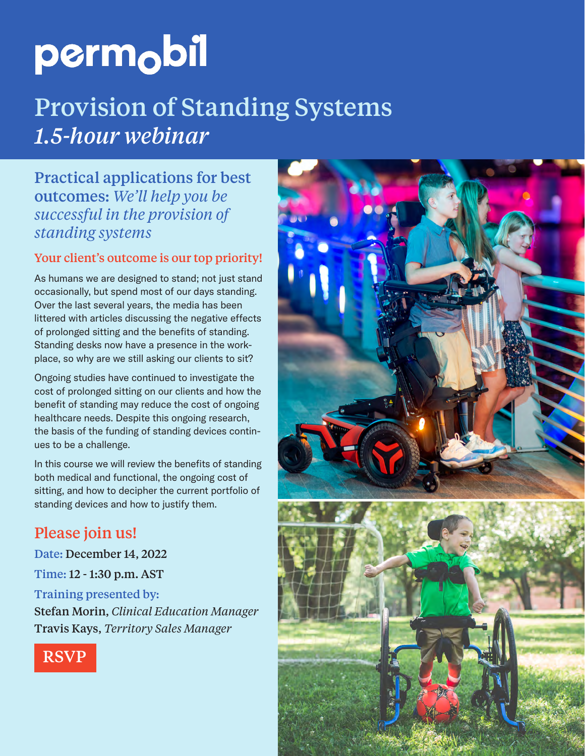# permobil

## Provision of Standing Systems
*1.5-hour webinar*

### Practical applications for best outcomes: *We'll help you be successful in the provision of standing systems*

**Your client's outcome is our top priority!**

As humans we are designed to stand; not just stand occasionally, but spend most of our days standing. Over the last several years, the media has been littered with articles discussing the negative effects of prolonged sitting and the benefits of standing. Standing desks now have a presence in the workplace, so why are we still asking our clients to sit?

Ongoing studies have continued to investigate the cost of prolonged sitting on our clients and how the benefit of standing may reduce the cost of ongoing healthcare needs. Despite this ongoing research, the basis of the funding of standing devices continues to be a challenge.

In this course we will review the benefits of standing both medical and functional, the ongoing cost of sitting, and how to decipher the current portfolio of standing devices and how to justify them.

### Please join us!

**Date:** December 14, 2022

**Time:** 12 - 1:30 p.m. AST

**Training presented by:**

Stefan Morin, *Clinical Education Manager*

Travis Kays, *Territory Sales Manager*

RSVP